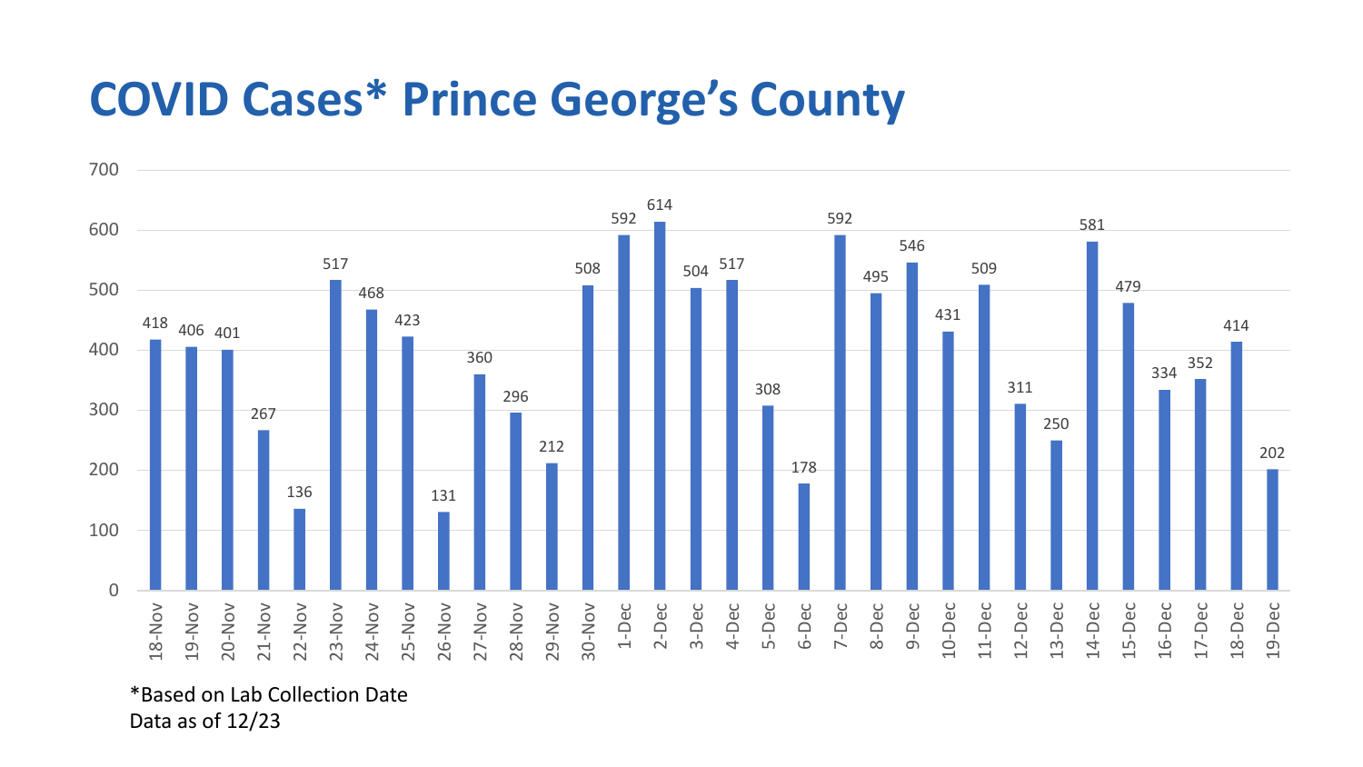# COVID Cases* Prince George's County

| Date | Cases |
|---|---|
| 18-Nov | 418 |
| 19-Nov | 406 |
| 20-Nov | 401 |
| 21-Nov | 267 |
| 22-Nov | 136 |
| 23-Nov | 517 |
| 24-Nov | 468 |
| 25-Nov | 423 |
| 26-Nov | 131 |
| 27-Nov | 360 |
| 28-Nov | 296 |
| 29-Nov | 212 |
| 30-Nov | 508 |
| 1-Dec | 592 |
| 2-Dec | 614 |
| 3-Dec | 504 |
| 4-Dec | 517 |
| 5-Dec | 308 |
| 6-Dec | 178 |
| 7-Dec | 592 |
| 8-Dec | 495 |
| 9-Dec | 546 |
| 10-Dec | 431 |
| 11-Dec | 509 |
| 12-Dec | 311 |
| 13-Dec | 250 |
| 14-Dec | 581 |
| 15-Dec | 479 |
| 16-Dec | 334 |
| 17-Dec | 352 |
| 18-Dec | 414 |
| 19-Dec | 202 |

*Based on Lab Collection Date
Data as of 12/23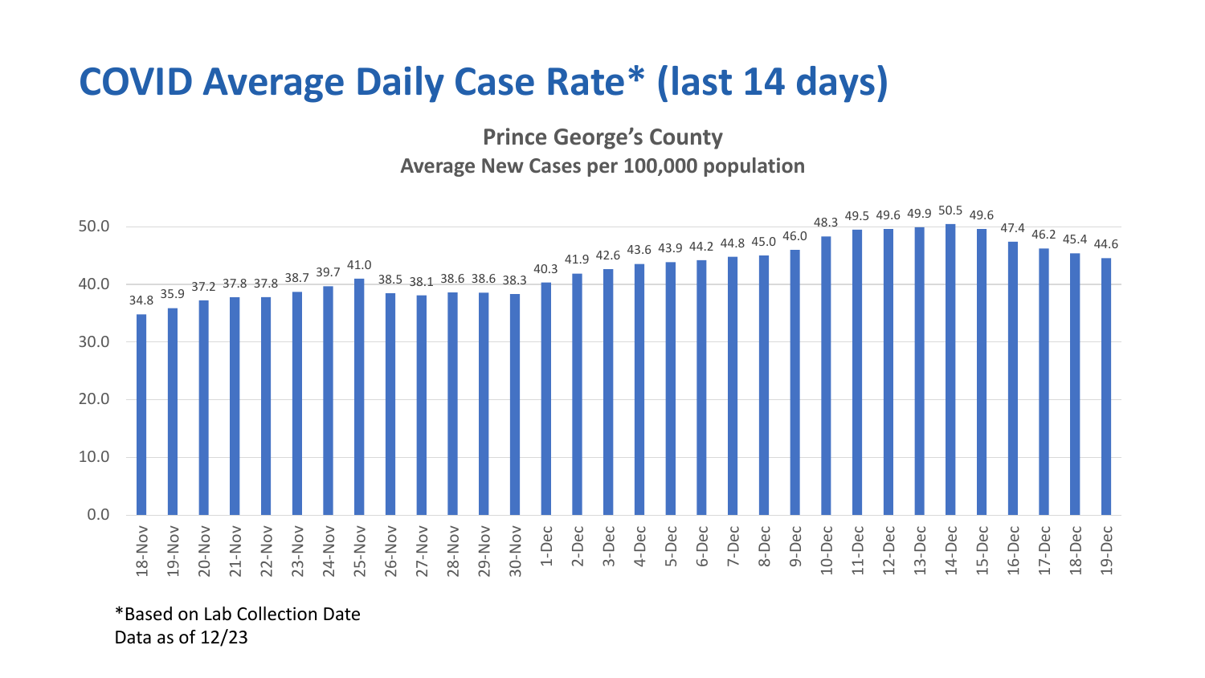# COVID Average Daily Case Rate* (last 14 days)

**Prince George's County**
**Average New Cases per 100,000 population**

| Date | Rate |
|---|---|
| 18-Nov | 34.8 |
| 19-Nov | 35.9 |
| 20-Nov | 37.2 |
| 21-Nov | 37.8 |
| 22-Nov | 37.8 |
| 23-Nov | 38.7 |
| 24-Nov | 39.7 |
| 25-Nov | 41.0 |
| 26-Nov | 38.5 |
| 27-Nov | 38.1 |
| 28-Nov | 38.6 |
| 29-Nov | 38.6 |
| 30-Nov | 38.3 |
| 1-Dec | 40.3 |
| 2-Dec | 41.9 |
| 3-Dec | 42.6 |
| 4-Dec | 43.6 |
| 5-Dec | 43.9 |
| 6-Dec | 44.2 |
| 7-Dec | 44.8 |
| 8-Dec | 45.0 |
| 9-Dec | 46.0 |
| 10-Dec | 48.3 |
| 11-Dec | 49.5 |
| 12-Dec | 49.6 |
| 13-Dec | 49.9 |
| 14-Dec | 50.5 |
| 15-Dec | 49.6 |
| 16-Dec | 47.4 |
| 17-Dec | 46.2 |
| 18-Dec | 45.4 |
| 19-Dec | 44.6 |

*Based on Lab Collection Date
Data as of 12/23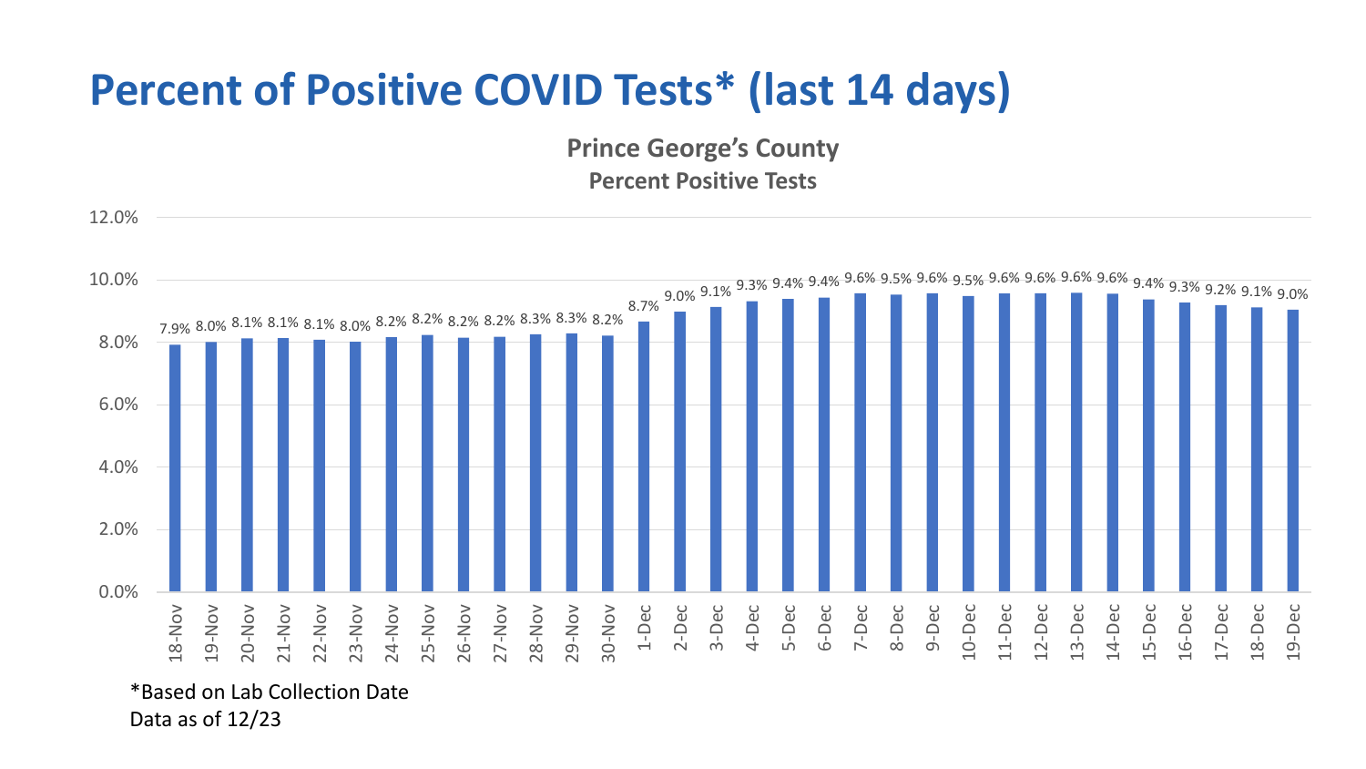# Percent of Positive COVID Tests* (last 14 days)

Prince George's County
Percent Positive Tests

12.0%
10.0%
8.0%
6.0%
4.0%
2.0%
0.0%

7.9% 8.0% 8.1% 8.1% 8.1% 8.0% 8.2% 8.2% 8.2% 8.2% 8.3% 8.3% 8.2% 8.7% 9.0% 9.1% 9.3% 9.4% 9.4% 9.6% 9.5% 9.6% 9.5% 9.6% 9.6% 9.6% 9.6% 9.4% 9.3% 9.2% 9.1% 9.0%

18-Nov 19-Nov 20-Nov 21-Nov 22-Nov 23-Nov 24-Nov 25-Nov 26-Nov 27-Nov 28-Nov 29-Nov 30-Nov 1-Dec 2-Dec 3-Dec 4-Dec 5-Dec 6-Dec 7-Dec 8-Dec 9-Dec 10-Dec 11-Dec 12-Dec 13-Dec 14-Dec 15-Dec 16-Dec 17-Dec 18-Dec 19-Dec

*Based on Lab Collection Date
Data as of 12/23